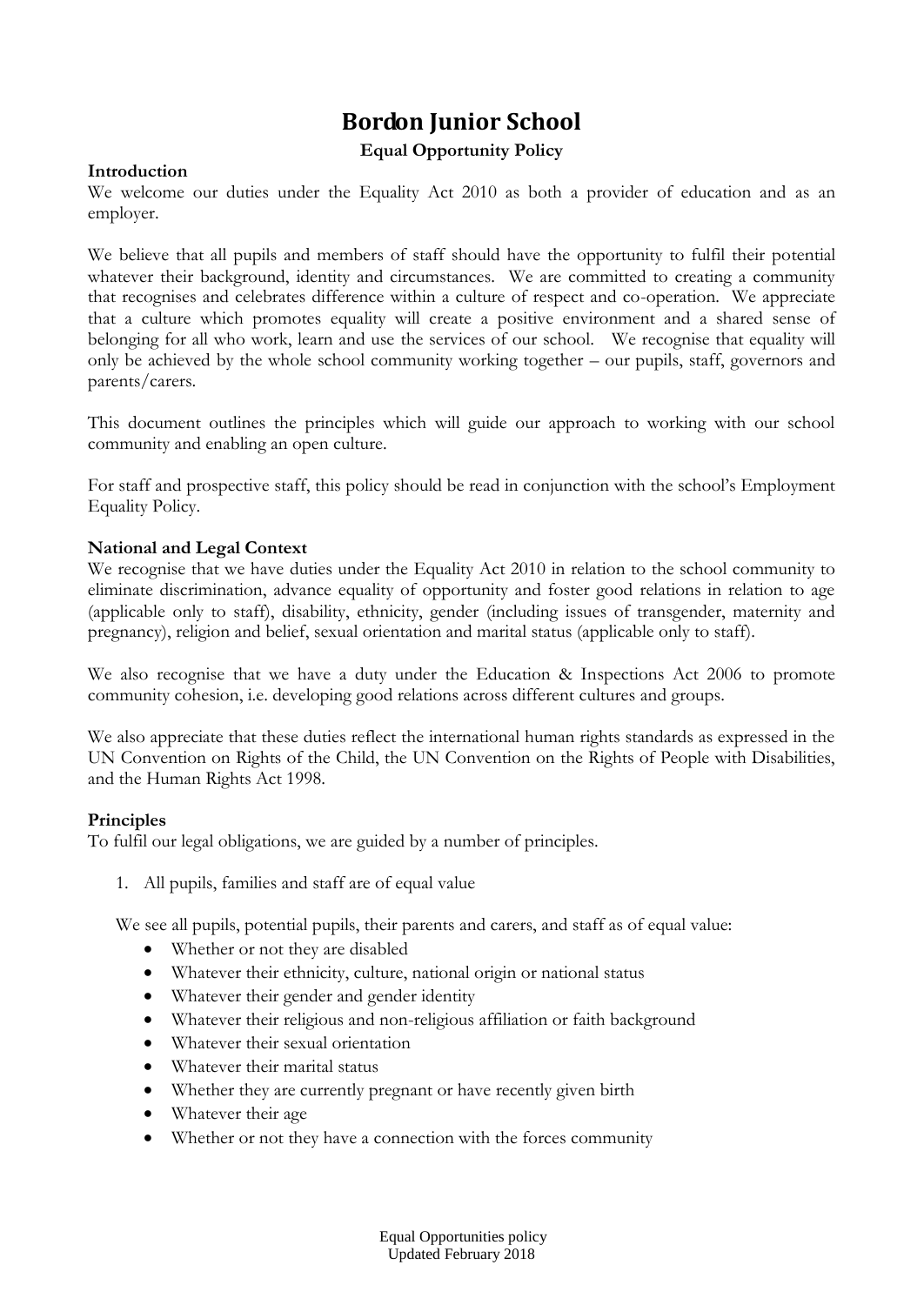# Bordon Junior School

**Equal Opportunity Policy**

**Introduction**

We welcome our duties under the Equality Act 2010 as both a provider of education and as an employer.

We believe that all pupils and members of staff should have the opportunity to fulfil their potential whatever their background, identity and circumstances. We are committed to creating a community that recognises and celebrates difference within a culture of respect and co-operation. We appreciate that a culture which promotes equality will create a positive environment and a shared sense of belonging for all who work, learn and use the services of our school. We recognise that equality will only be achieved by the whole school community working together – our pupils, staff, governors and parents/carers.

This document outlines the principles which will guide our approach to working with our school community and enabling an open culture.

For staff and prospective staff, this policy should be read in conjunction with the school's Employment Equality Policy.

**National and Legal Context**

We recognise that we have duties under the Equality Act 2010 in relation to the school community to eliminate discrimination, advance equality of opportunity and foster good relations in relation to age (applicable only to staff), disability, ethnicity, gender (including issues of transgender, maternity and pregnancy), religion and belief, sexual orientation and marital status (applicable only to staff).

We also recognise that we have a duty under the Education & Inspections Act 2006 to promote community cohesion, i.e. developing good relations across different cultures and groups.

We also appreciate that these duties reflect the international human rights standards as expressed in the UN Convention on Rights of the Child, the UN Convention on the Rights of People with Disabilities, and the Human Rights Act 1998.

**Principles**

To fulfil our legal obligations, we are guided by a number of principles.

1. All pupils, families and staff are of equal value

We see all pupils, potential pupils, their parents and carers, and staff as of equal value:

- Whether or not they are disabled
- Whatever their ethnicity, culture, national origin or national status
- Whatever their gender and gender identity
- Whatever their religious and non-religious affiliation or faith background
- Whatever their sexual orientation
- Whatever their marital status
- Whether they are currently pregnant or have recently given birth
- Whatever their age
- Whether or not they have a connection with the forces community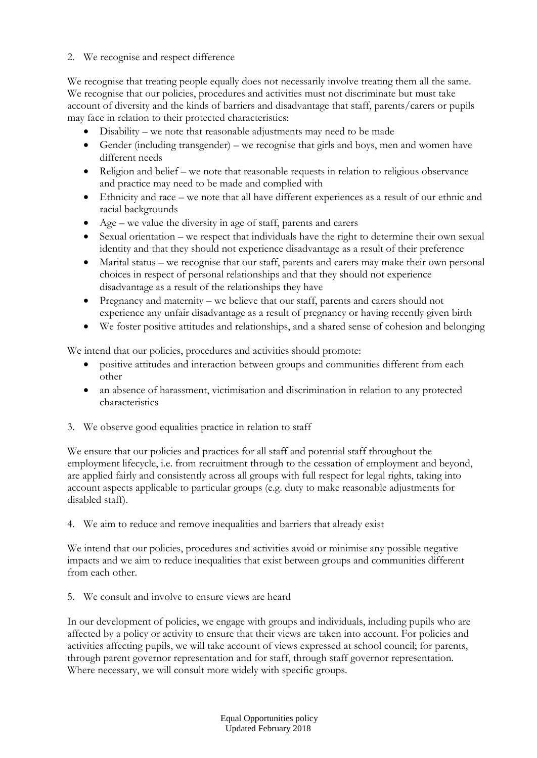2. We recognise and respect difference

We recognise that treating people equally does not necessarily involve treating them all the same. We recognise that our policies, procedures and activities must not discriminate but must take account of diversity and the kinds of barriers and disadvantage that staff, parents/carers or pupils may face in relation to their protected characteristics:

- Disability – we note that reasonable adjustments may need to be made
- Gender (including transgender) – we recognise that girls and boys, men and women have different needs
- Religion and belief – we note that reasonable requests in relation to religious observance and practice may need to be made and complied with
- Ethnicity and race – we note that all have different experiences as a result of our ethnic and racial backgrounds
- Age – we value the diversity in age of staff, parents and carers
- Sexual orientation – we respect that individuals have the right to determine their own sexual identity and that they should not experience disadvantage as a result of their preference
- Marital status – we recognise that our staff, parents and carers may make their own personal choices in respect of personal relationships and that they should not experience disadvantage as a result of the relationships they have
- Pregnancy and maternity – we believe that our staff, parents and carers should not experience any unfair disadvantage as a result of pregnancy or having recently given birth
- We foster positive attitudes and relationships, and a shared sense of cohesion and belonging

We intend that our policies, procedures and activities should promote:

- positive attitudes and interaction between groups and communities different from each other
- an absence of harassment, victimisation and discrimination in relation to any protected characteristics

3. We observe good equalities practice in relation to staff

We ensure that our policies and practices for all staff and potential staff throughout the employment lifecycle, i.e. from recruitment through to the cessation of employment and beyond, are applied fairly and consistently across all groups with full respect for legal rights, taking into account aspects applicable to particular groups (e.g. duty to make reasonable adjustments for disabled staff).

4. We aim to reduce and remove inequalities and barriers that already exist

We intend that our policies, procedures and activities avoid or minimise any possible negative impacts and we aim to reduce inequalities that exist between groups and communities different from each other.

5. We consult and involve to ensure views are heard

In our development of policies, we engage with groups and individuals, including pupils who are affected by a policy or activity to ensure that their views are taken into account. For policies and activities affecting pupils, we will take account of views expressed at school council; for parents, through parent governor representation and for staff, through staff governor representation. Where necessary, we will consult more widely with specific groups.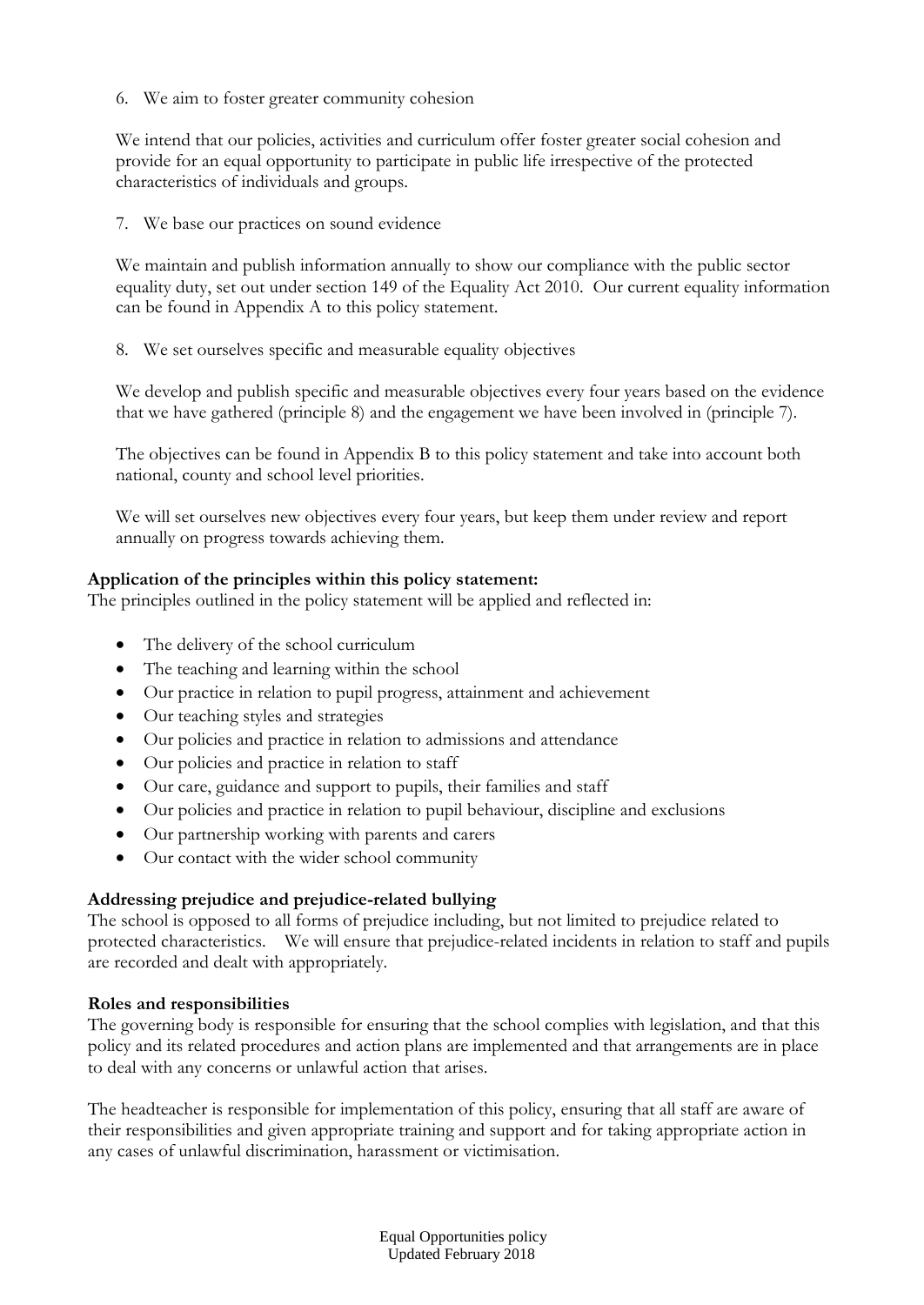6. We aim to foster greater community cohesion

   We intend that our policies, activities and curriculum offer foster greater social cohesion and provide for an equal opportunity to participate in public life irrespective of the protected characteristics of individuals and groups.

7. We base our practices on sound evidence

   We maintain and publish information annually to show our compliance with the public sector equality duty, set out under section 149 of the Equality Act 2010. Our current equality information can be found in Appendix A to this policy statement.

8. We set ourselves specific and measurable equality objectives

   We develop and publish specific and measurable objectives every four years based on the evidence that we have gathered (principle 8) and the engagement we have been involved in (principle 7).

   The objectives can be found in Appendix B to this policy statement and take into account both national, county and school level priorities.

   We will set ourselves new objectives every four years, but keep them under review and report annually on progress towards achieving them.

**Application of the principles within this policy statement:**
The principles outlined in the policy statement will be applied and reflected in:

- The delivery of the school curriculum
- The teaching and learning within the school
- Our practice in relation to pupil progress, attainment and achievement
- Our teaching styles and strategies
- Our policies and practice in relation to admissions and attendance
- Our policies and practice in relation to staff
- Our care, guidance and support to pupils, their families and staff
- Our policies and practice in relation to pupil behaviour, discipline and exclusions
- Our partnership working with parents and carers
- Our contact with the wider school community

**Addressing prejudice and prejudice-related bullying**
The school is opposed to all forms of prejudice including, but not limited to prejudice related to protected characteristics. We will ensure that prejudice-related incidents in relation to staff and pupils are recorded and dealt with appropriately.

**Roles and responsibilities**
The governing body is responsible for ensuring that the school complies with legislation, and that this policy and its related procedures and action plans are implemented and that arrangements are in place to deal with any concerns or unlawful action that arises.

The headteacher is responsible for implementation of this policy, ensuring that all staff are aware of their responsibilities and given appropriate training and support and for taking appropriate action in any cases of unlawful discrimination, harassment or victimisation.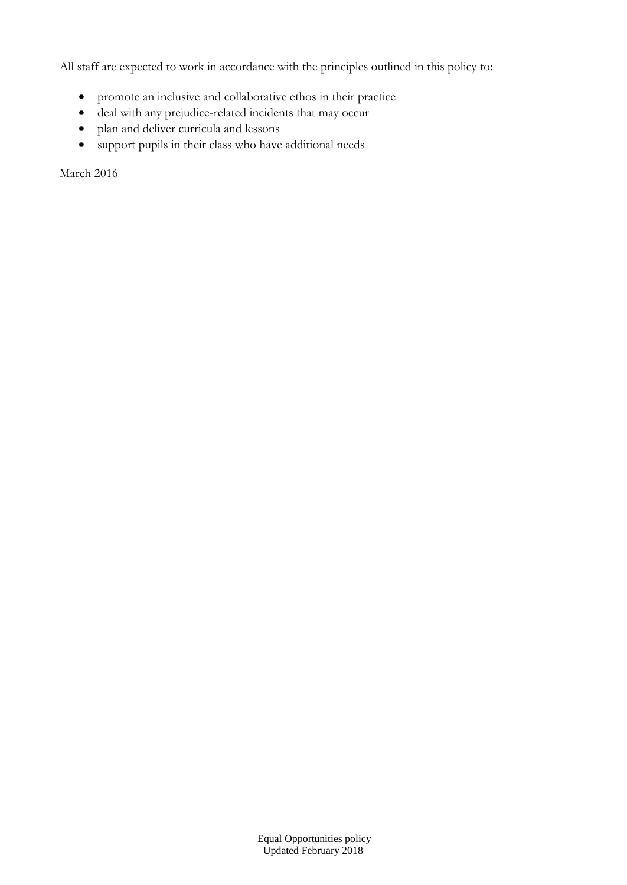All staff are expected to work in accordance with the principles outlined in this policy to:

- promote an inclusive and collaborative ethos in their practice
- deal with any prejudice-related incidents that may occur
- plan and deliver curricula and lessons
- support pupils in their class who have additional needs

March 2016